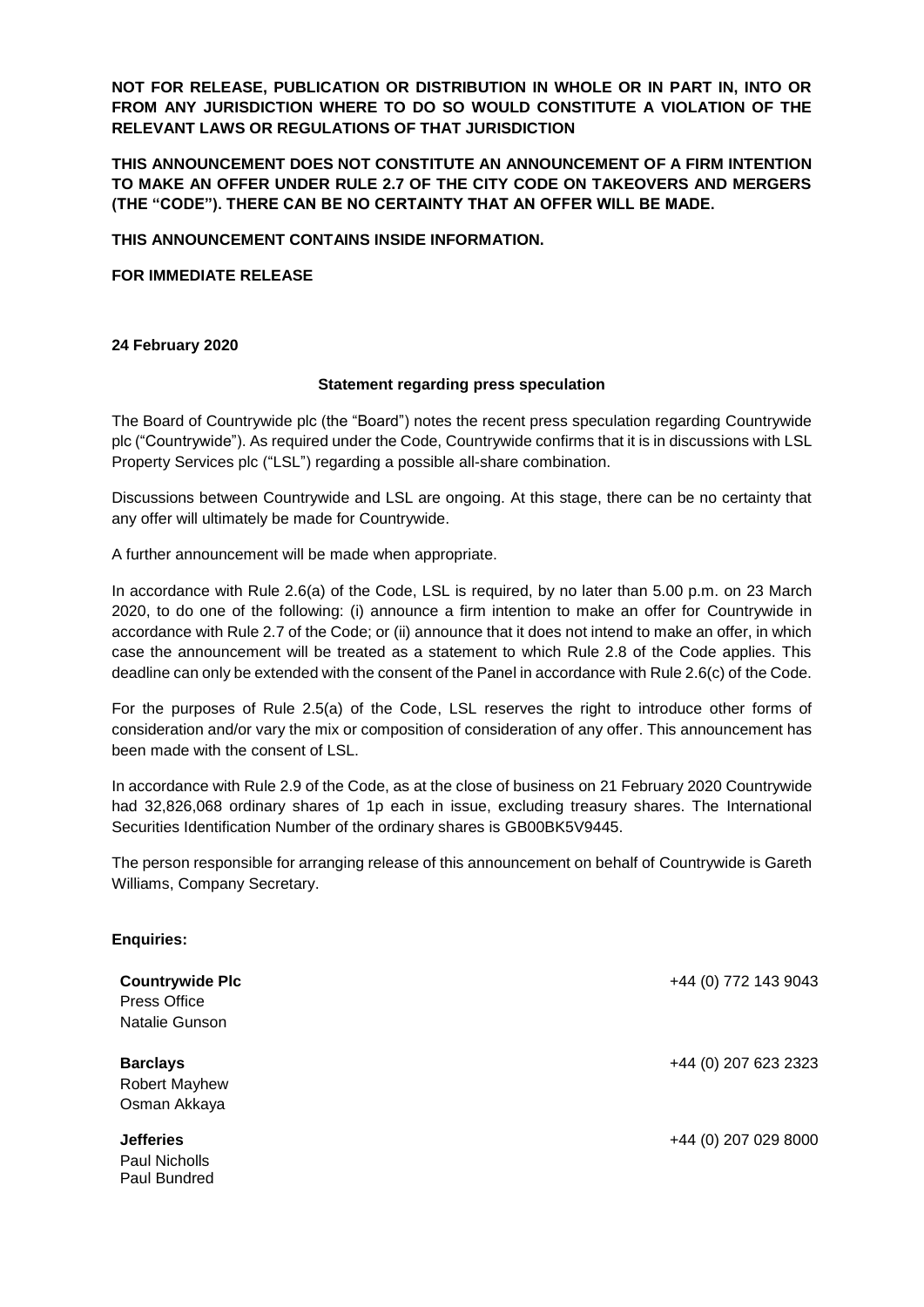**NOT FOR RELEASE, PUBLICATION OR DISTRIBUTION IN WHOLE OR IN PART IN, INTO OR FROM ANY JURISDICTION WHERE TO DO SO WOULD CONSTITUTE A VIOLATION OF THE RELEVANT LAWS OR REGULATIONS OF THAT JURISDICTION**

**THIS ANNOUNCEMENT DOES NOT CONSTITUTE AN ANNOUNCEMENT OF A FIRM INTENTION TO MAKE AN OFFER UNDER RULE 2.7 OF THE CITY CODE ON TAKEOVERS AND MERGERS (THE "CODE"). THERE CAN BE NO CERTAINTY THAT AN OFFER WILL BE MADE.**

**THIS ANNOUNCEMENT CONTAINS INSIDE INFORMATION.**

**FOR IMMEDIATE RELEASE**

**24 February 2020**

**Statement regarding press speculation**

The Board of Countrywide plc (the "Board") notes the recent press speculation regarding Countrywide plc ("Countrywide"). As required under the Code, Countrywide confirms that it is in discussions with LSL Property Services plc ("LSL") regarding a possible all-share combination.

Discussions between Countrywide and LSL are ongoing. At this stage, there can be no certainty that any offer will ultimately be made for Countrywide.

A further announcement will be made when appropriate.

In accordance with Rule 2.6(a) of the Code, LSL is required, by no later than 5.00 p.m. on 23 March 2020, to do one of the following: (i) announce a firm intention to make an offer for Countrywide in accordance with Rule 2.7 of the Code; or (ii) announce that it does not intend to make an offer, in which case the announcement will be treated as a statement to which Rule 2.8 of the Code applies. This deadline can only be extended with the consent of the Panel in accordance with Rule 2.6(c) of the Code.

For the purposes of Rule 2.5(a) of the Code, LSL reserves the right to introduce other forms of consideration and/or vary the mix or composition of consideration of any offer. This announcement has been made with the consent of LSL.

In accordance with Rule 2.9 of the Code, as at the close of business on 21 February 2020 Countrywide had 32,826,068 ordinary shares of 1p each in issue, excluding treasury shares. The International Securities Identification Number of the ordinary shares is GB00BK5V9445.

The person responsible for arranging release of this announcement on behalf of Countrywide is Gareth Williams, Company Secretary.

**Enquiries:**

**Countrywide Plc** +44 (0) 772 143 9043
Press Office
Natalie Gunson

**Barclays** +44 (0) 207 623 2323
Robert Mayhew
Osman Akkaya

**Jefferies** +44 (0) 207 029 8000
Paul Nicholls
Paul Bundred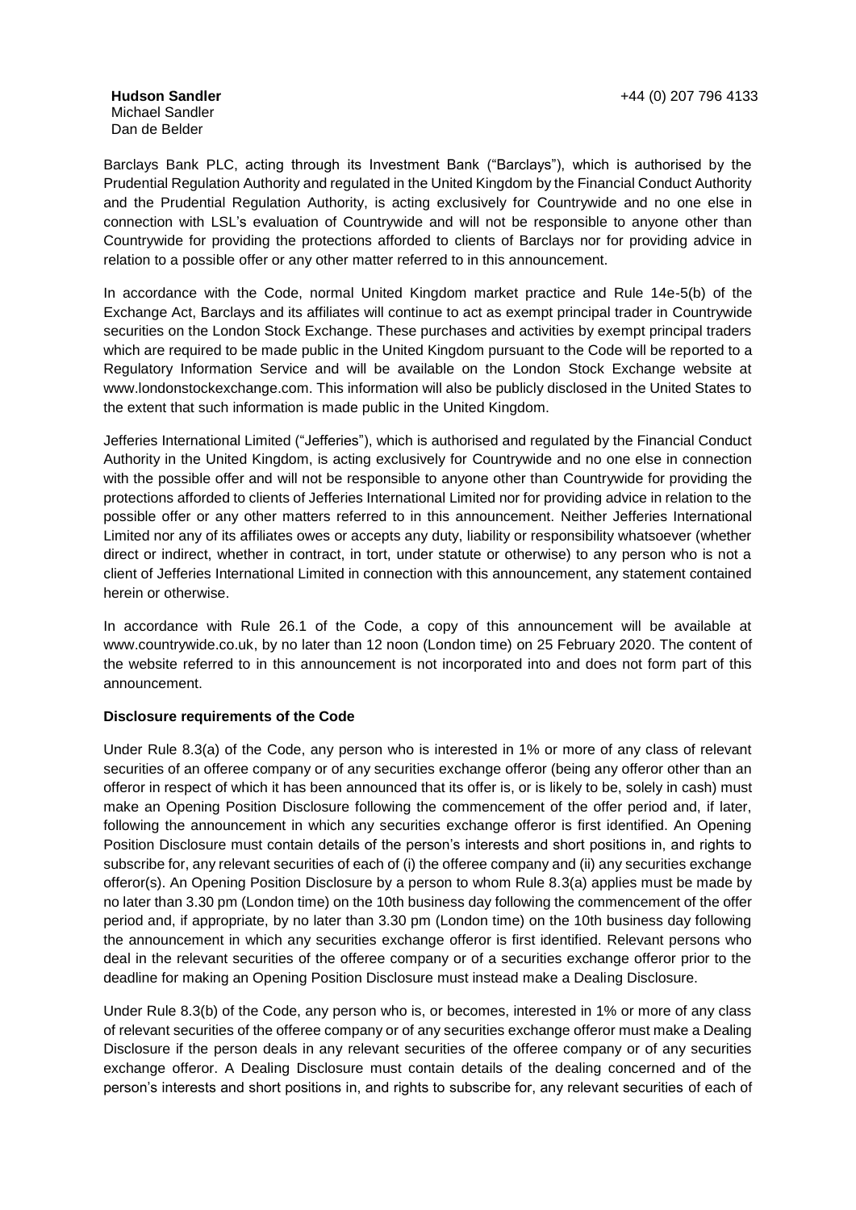**Hudson Sandler** +44 (0) 207 796 4133
Michael Sandler
Dan de Belder

Barclays Bank PLC, acting through its Investment Bank ("Barclays"), which is authorised by the Prudential Regulation Authority and regulated in the United Kingdom by the Financial Conduct Authority and the Prudential Regulation Authority, is acting exclusively for Countrywide and no one else in connection with LSL's evaluation of Countrywide and will not be responsible to anyone other than Countrywide for providing the protections afforded to clients of Barclays nor for providing advice in relation to a possible offer or any other matter referred to in this announcement.

In accordance with the Code, normal United Kingdom market practice and Rule 14e-5(b) of the Exchange Act, Barclays and its affiliates will continue to act as exempt principal trader in Countrywide securities on the London Stock Exchange. These purchases and activities by exempt principal traders which are required to be made public in the United Kingdom pursuant to the Code will be reported to a Regulatory Information Service and will be available on the London Stock Exchange website at www.londonstockexchange.com. This information will also be publicly disclosed in the United States to the extent that such information is made public in the United Kingdom.

Jefferies International Limited ("Jefferies"), which is authorised and regulated by the Financial Conduct Authority in the United Kingdom, is acting exclusively for Countrywide and no one else in connection with the possible offer and will not be responsible to anyone other than Countrywide for providing the protections afforded to clients of Jefferies International Limited nor for providing advice in relation to the possible offer or any other matters referred to in this announcement. Neither Jefferies International Limited nor any of its affiliates owes or accepts any duty, liability or responsibility whatsoever (whether direct or indirect, whether in contract, in tort, under statute or otherwise) to any person who is not a client of Jefferies International Limited in connection with this announcement, any statement contained herein or otherwise.

In accordance with Rule 26.1 of the Code, a copy of this announcement will be available at www.countrywide.co.uk, by no later than 12 noon (London time) on 25 February 2020. The content of the website referred to in this announcement is not incorporated into and does not form part of this announcement.

**Disclosure requirements of the Code**

Under Rule 8.3(a) of the Code, any person who is interested in 1% or more of any class of relevant securities of an offeree company or of any securities exchange offeror (being any offeror other than an offeror in respect of which it has been announced that its offer is, or is likely to be, solely in cash) must make an Opening Position Disclosure following the commencement of the offer period and, if later, following the announcement in which any securities exchange offeror is first identified. An Opening Position Disclosure must contain details of the person's interests and short positions in, and rights to subscribe for, any relevant securities of each of (i) the offeree company and (ii) any securities exchange offeror(s). An Opening Position Disclosure by a person to whom Rule 8.3(a) applies must be made by no later than 3.30 pm (London time) on the 10th business day following the commencement of the offer period and, if appropriate, by no later than 3.30 pm (London time) on the 10th business day following the announcement in which any securities exchange offeror is first identified. Relevant persons who deal in the relevant securities of the offeree company or of a securities exchange offeror prior to the deadline for making an Opening Position Disclosure must instead make a Dealing Disclosure.

Under Rule 8.3(b) of the Code, any person who is, or becomes, interested in 1% or more of any class of relevant securities of the offeree company or of any securities exchange offeror must make a Dealing Disclosure if the person deals in any relevant securities of the offeree company or of any securities exchange offeror. A Dealing Disclosure must contain details of the dealing concerned and of the person's interests and short positions in, and rights to subscribe for, any relevant securities of each of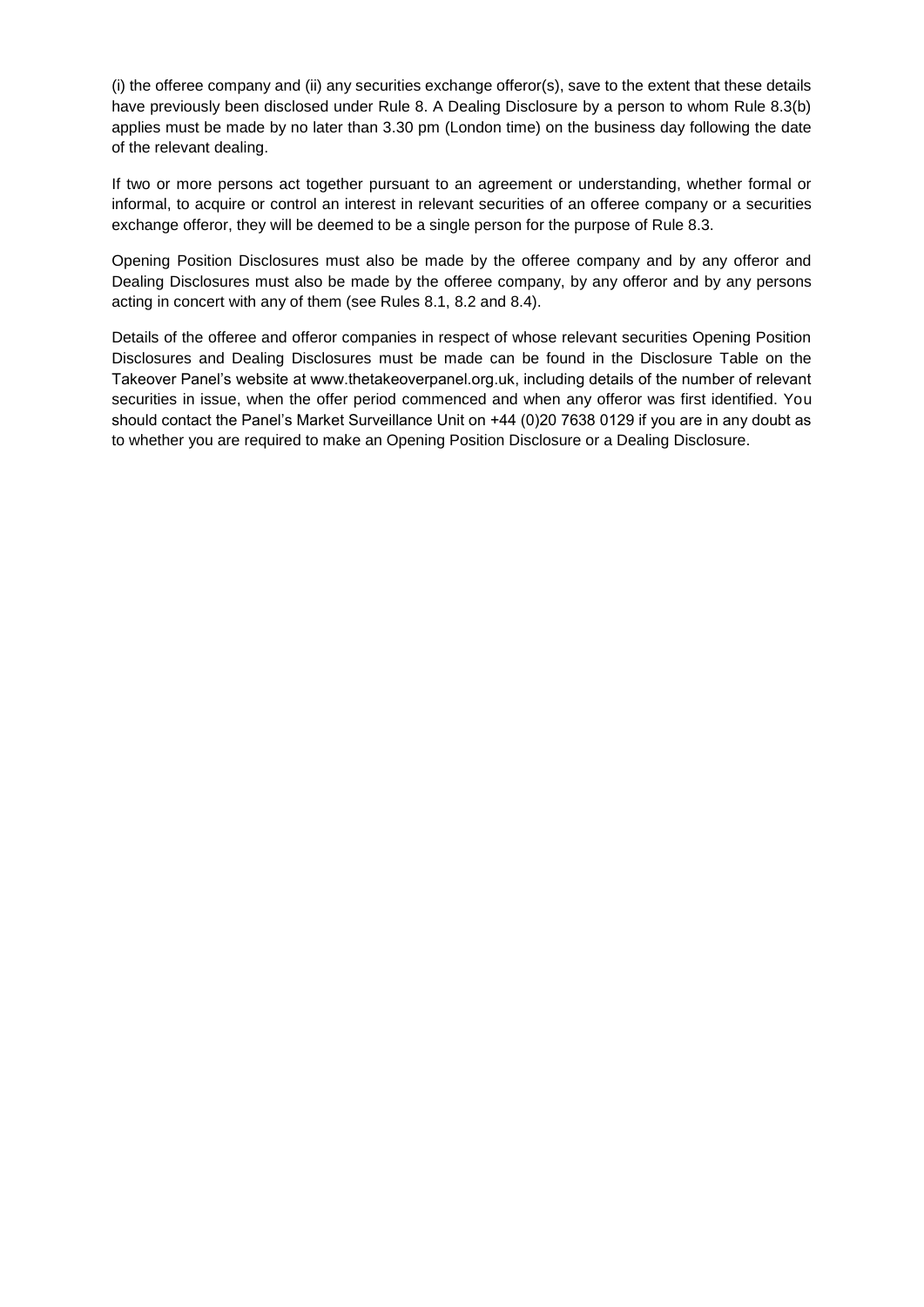(i) the offeree company and (ii) any securities exchange offeror(s), save to the extent that these details have previously been disclosed under Rule 8. A Dealing Disclosure by a person to whom Rule 8.3(b) applies must be made by no later than 3.30 pm (London time) on the business day following the date of the relevant dealing.

If two or more persons act together pursuant to an agreement or understanding, whether formal or informal, to acquire or control an interest in relevant securities of an offeree company or a securities exchange offeror, they will be deemed to be a single person for the purpose of Rule 8.3.

Opening Position Disclosures must also be made by the offeree company and by any offeror and Dealing Disclosures must also be made by the offeree company, by any offeror and by any persons acting in concert with any of them (see Rules 8.1, 8.2 and 8.4).

Details of the offeree and offeror companies in respect of whose relevant securities Opening Position Disclosures and Dealing Disclosures must be made can be found in the Disclosure Table on the Takeover Panel's website at www.thetakeoverpanel.org.uk, including details of the number of relevant securities in issue, when the offer period commenced and when any offeror was first identified. You should contact the Panel's Market Surveillance Unit on +44 (0)20 7638 0129 if you are in any doubt as to whether you are required to make an Opening Position Disclosure or a Dealing Disclosure.